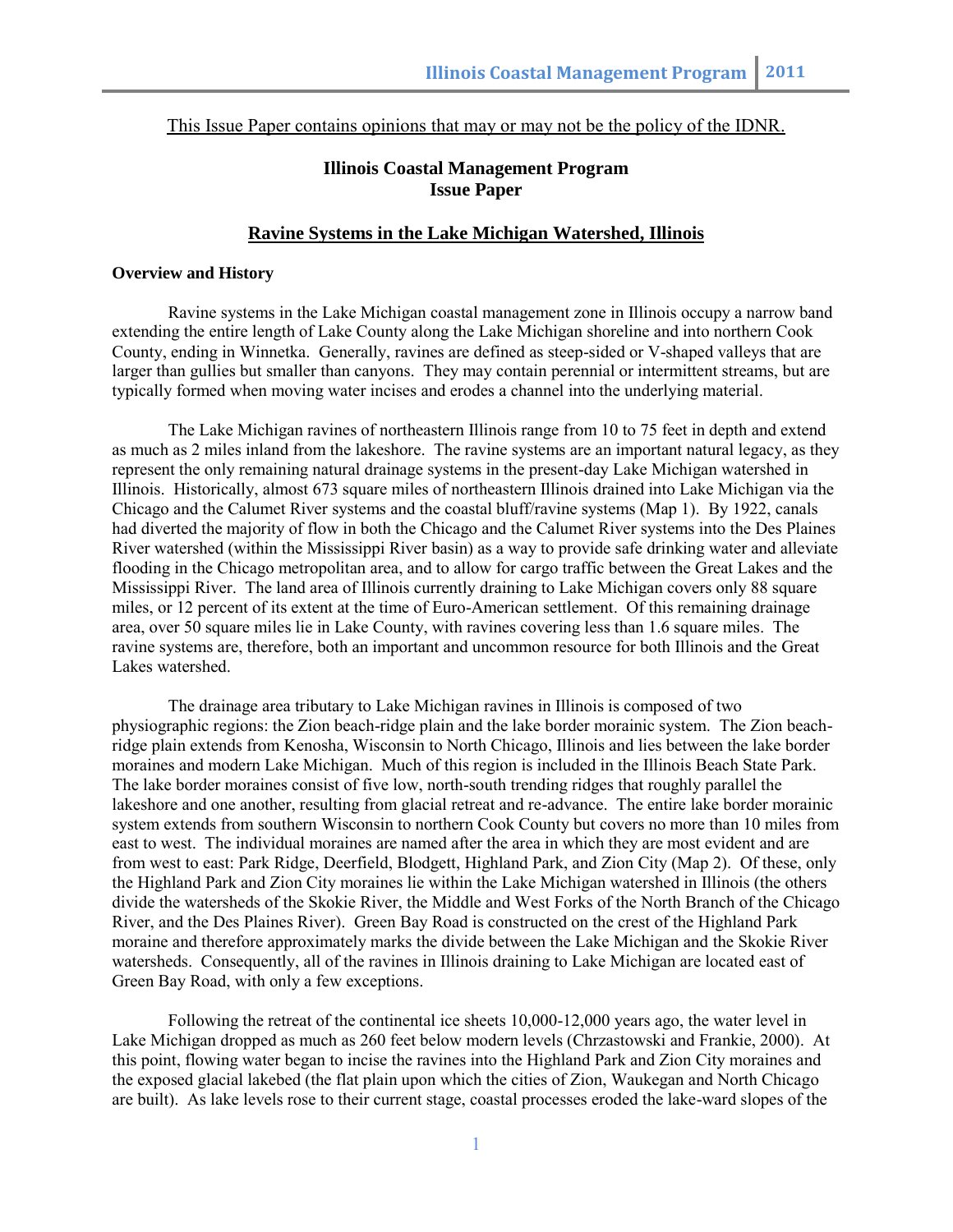This Issue Paper contains opinions that may or may not be the policy of the IDNR.

# Illinois Coastal Management Program
# Issue Paper

## Ravine Systems in the Lake Michigan Watershed, Illinois

### Overview and History

Ravine systems in the Lake Michigan coastal management zone in Illinois occupy a narrow band extending the entire length of Lake County along the Lake Michigan shoreline and into northern Cook County, ending in Winnetka. Generally, ravines are defined as steep-sided or V-shaped valleys that are larger than gullies but smaller than canyons. They may contain perennial or intermittent streams, but are typically formed when moving water incises and erodes a channel into the underlying material.

The Lake Michigan ravines of northeastern Illinois range from 10 to 75 feet in depth and extend as much as 2 miles inland from the lakeshore. The ravine systems are an important natural legacy, as they represent the only remaining natural drainage systems in the present-day Lake Michigan watershed in Illinois. Historically, almost 673 square miles of northeastern Illinois drained into Lake Michigan via the Chicago and the Calumet River systems and the coastal bluff/ravine systems (Map 1). By 1922, canals had diverted the majority of flow in both the Chicago and the Calumet River systems into the Des Plaines River watershed (within the Mississippi River basin) as a way to provide safe drinking water and alleviate flooding in the Chicago metropolitan area, and to allow for cargo traffic between the Great Lakes and the Mississippi River. The land area of Illinois currently draining to Lake Michigan covers only 88 square miles, or 12 percent of its extent at the time of Euro-American settlement. Of this remaining drainage area, over 50 square miles lie in Lake County, with ravines covering less than 1.6 square miles. The ravine systems are, therefore, both an important and uncommon resource for both Illinois and the Great Lakes watershed.

The drainage area tributary to Lake Michigan ravines in Illinois is composed of two physiographic regions: the Zion beach-ridge plain and the lake border morainic system. The Zion beach-ridge plain extends from Kenosha, Wisconsin to North Chicago, Illinois and lies between the lake border moraines and modern Lake Michigan. Much of this region is included in the Illinois Beach State Park. The lake border moraines consist of five low, north-south trending ridges that roughly parallel the lakeshore and one another, resulting from glacial retreat and re-advance. The entire lake border morainic system extends from southern Wisconsin to northern Cook County but covers no more than 10 miles from east to west. The individual moraines are named after the area in which they are most evident and are from west to east: Park Ridge, Deerfield, Blodgett, Highland Park, and Zion City (Map 2). Of these, only the Highland Park and Zion City moraines lie within the Lake Michigan watershed in Illinois (the others divide the watersheds of the Skokie River, the Middle and West Forks of the North Branch of the Chicago River, and the Des Plaines River). Green Bay Road is constructed on the crest of the Highland Park moraine and therefore approximately marks the divide between the Lake Michigan and the Skokie River watersheds. Consequently, all of the ravines in Illinois draining to Lake Michigan are located east of Green Bay Road, with only a few exceptions.

Following the retreat of the continental ice sheets 10,000-12,000 years ago, the water level in Lake Michigan dropped as much as 260 feet below modern levels (Chrzastowski and Frankie, 2000). At this point, flowing water began to incise the ravines into the Highland Park and Zion City moraines and the exposed glacial lakebed (the flat plain upon which the cities of Zion, Waukegan and North Chicago are built). As lake levels rose to their current stage, coastal processes eroded the lake-ward slopes of the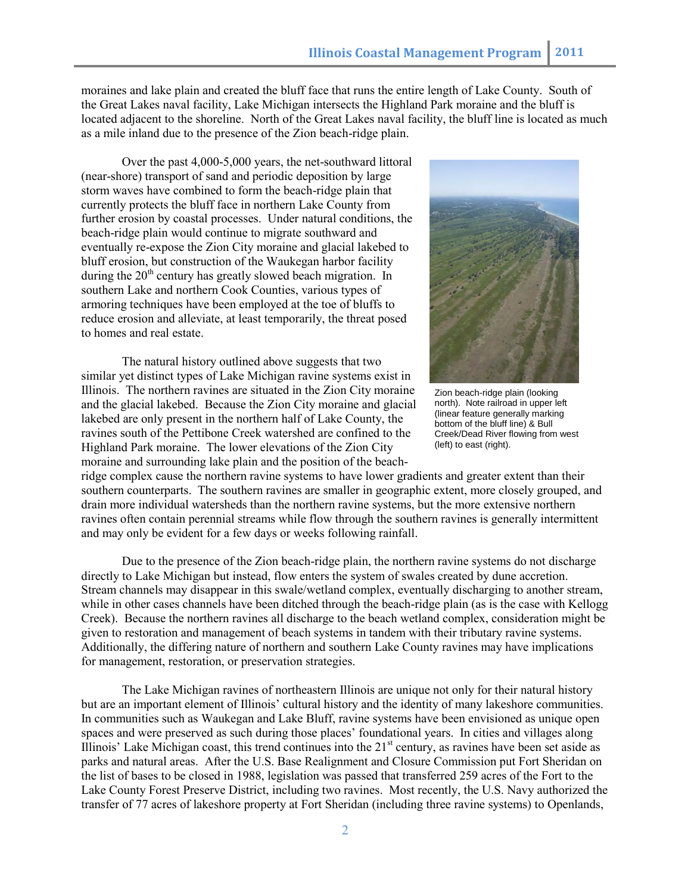moraines and lake plain and created the bluff face that runs the entire length of Lake County. South of the Great Lakes naval facility, Lake Michigan intersects the Highland Park moraine and the bluff is located adjacent to the shoreline. North of the Great Lakes naval facility, the bluff line is located as much as a mile inland due to the presence of the Zion beach-ridge plain.

Over the past 4,000-5,000 years, the net-southward littoral (near-shore) transport of sand and periodic deposition by large storm waves have combined to form the beach-ridge plain that currently protects the bluff face in northern Lake County from further erosion by coastal processes. Under natural conditions, the beach-ridge plain would continue to migrate southward and eventually re-expose the Zion City moraine and glacial lakebed to bluff erosion, but construction of the Waukegan harbor facility during the 20th century has greatly slowed beach migration. In southern Lake and northern Cook Counties, various types of armoring techniques have been employed at the toe of bluffs to reduce erosion and alleviate, at least temporarily, the threat posed to homes and real estate.

Zion beach-ridge plain (looking north). Note railroad in upper left (linear feature generally marking bottom of the bluff line) & Bull Creek/Dead River flowing from west (left) to east (right).

The natural history outlined above suggests that two similar yet distinct types of Lake Michigan ravine systems exist in Illinois. The northern ravines are situated in the Zion City moraine and the glacial lakebed. Because the Zion City moraine and glacial lakebed are only present in the northern half of Lake County, the ravines south of the Pettibone Creek watershed are confined to the Highland Park moraine. The lower elevations of the Zion City moraine and surrounding lake plain and the position of the beach-ridge complex cause the northern ravine systems to have lower gradients and greater extent than their southern counterparts. The southern ravines are smaller in geographic extent, more closely grouped, and drain more individual watersheds than the northern ravine systems, but the more extensive northern ravines often contain perennial streams while flow through the southern ravines is generally intermittent and may only be evident for a few days or weeks following rainfall.

Due to the presence of the Zion beach-ridge plain, the northern ravine systems do not discharge directly to Lake Michigan but instead, flow enters the system of swales created by dune accretion. Stream channels may disappear in this swale/wetland complex, eventually discharging to another stream, while in other cases channels have been ditched through the beach-ridge plain (as is the case with Kellogg Creek). Because the northern ravines all discharge to the beach wetland complex, consideration might be given to restoration and management of beach systems in tandem with their tributary ravine systems. Additionally, the differing nature of northern and southern Lake County ravines may have implications for management, restoration, or preservation strategies.

The Lake Michigan ravines of northeastern Illinois are unique not only for their natural history but are an important element of Illinois' cultural history and the identity of many lakeshore communities. In communities such as Waukegan and Lake Bluff, ravine systems have been envisioned as unique open spaces and were preserved as such during those places' foundational years. In cities and villages along Illinois' Lake Michigan coast, this trend continues into the 21st century, as ravines have been set aside as parks and natural areas. After the U.S. Base Realignment and Closure Commission put Fort Sheridan on the list of bases to be closed in 1988, legislation was passed that transferred 259 acres of the Fort to the Lake County Forest Preserve District, including two ravines. Most recently, the U.S. Navy authorized the transfer of 77 acres of lakeshore property at Fort Sheridan (including three ravine systems) to Openlands,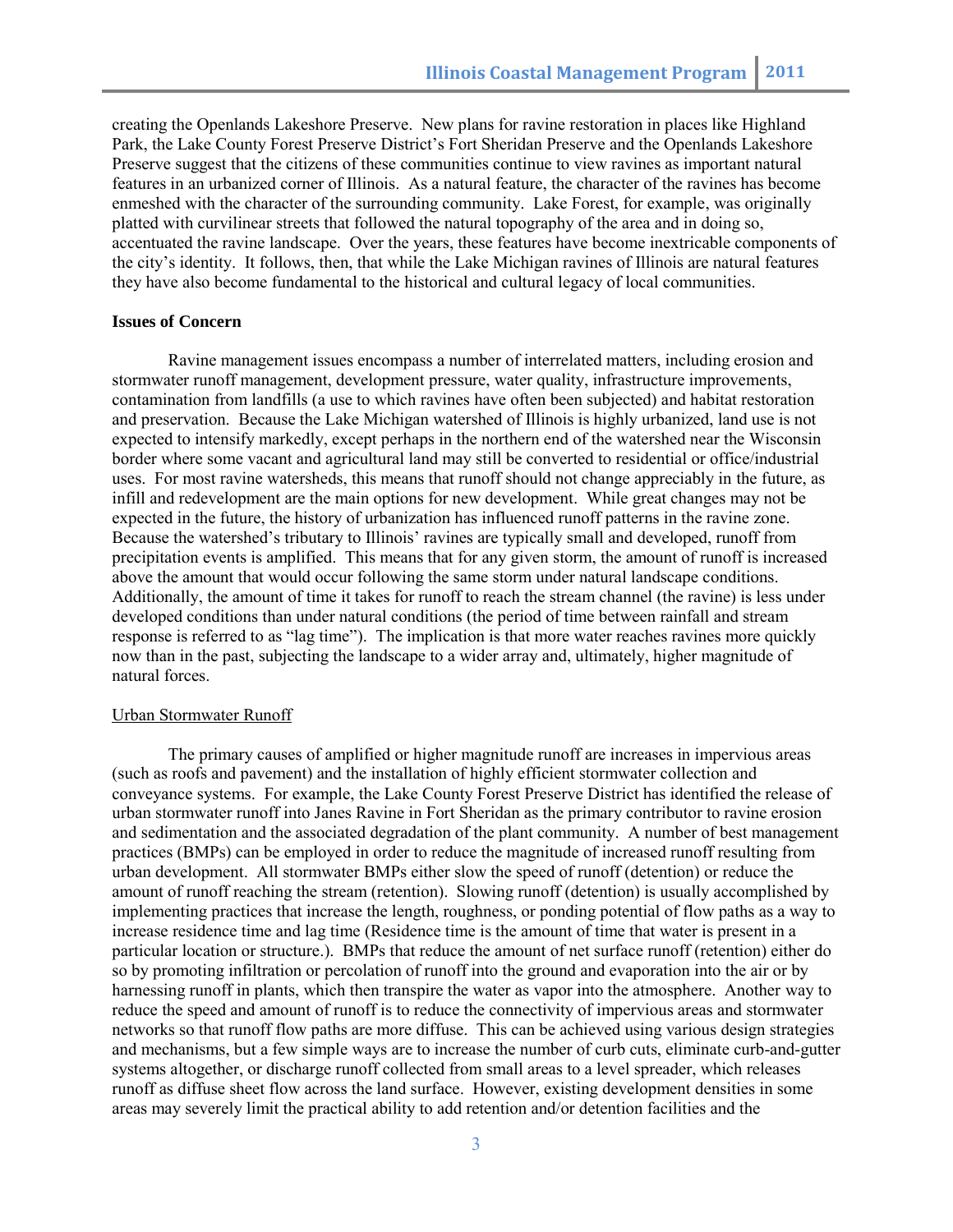creating the Openlands Lakeshore Preserve. New plans for ravine restoration in places like Highland Park, the Lake County Forest Preserve District's Fort Sheridan Preserve and the Openlands Lakeshore Preserve suggest that the citizens of these communities continue to view ravines as important natural features in an urbanized corner of Illinois. As a natural feature, the character of the ravines has become enmeshed with the character of the surrounding community. Lake Forest, for example, was originally platted with curvilinear streets that followed the natural topography of the area and in doing so, accentuated the ravine landscape. Over the years, these features have become inextricable components of the city's identity. It follows, then, that while the Lake Michigan ravines of Illinois are natural features they have also become fundamental to the historical and cultural legacy of local communities.

**Issues of Concern**

Ravine management issues encompass a number of interrelated matters, including erosion and stormwater runoff management, development pressure, water quality, infrastructure improvements, contamination from landfills (a use to which ravines have often been subjected) and habitat restoration and preservation. Because the Lake Michigan watershed of Illinois is highly urbanized, land use is not expected to intensify markedly, except perhaps in the northern end of the watershed near the Wisconsin border where some vacant and agricultural land may still be converted to residential or office/industrial uses. For most ravine watersheds, this means that runoff should not change appreciably in the future, as infill and redevelopment are the main options for new development. While great changes may not be expected in the future, the history of urbanization has influenced runoff patterns in the ravine zone. Because the watershed's tributary to Illinois' ravines are typically small and developed, runoff from precipitation events is amplified. This means that for any given storm, the amount of runoff is increased above the amount that would occur following the same storm under natural landscape conditions. Additionally, the amount of time it takes for runoff to reach the stream channel (the ravine) is less under developed conditions than under natural conditions (the period of time between rainfall and stream response is referred to as "lag time"). The implication is that more water reaches ravines more quickly now than in the past, subjecting the landscape to a wider array and, ultimately, higher magnitude of natural forces.

<u>Urban Stormwater Runoff</u>

The primary causes of amplified or higher magnitude runoff are increases in impervious areas (such as roofs and pavement) and the installation of highly efficient stormwater collection and conveyance systems. For example, the Lake County Forest Preserve District has identified the release of urban stormwater runoff into Janes Ravine in Fort Sheridan as the primary contributor to ravine erosion and sedimentation and the associated degradation of the plant community. A number of best management practices (BMPs) can be employed in order to reduce the magnitude of increased runoff resulting from urban development. All stormwater BMPs either slow the speed of runoff (detention) or reduce the amount of runoff reaching the stream (retention). Slowing runoff (detention) is usually accomplished by implementing practices that increase the length, roughness, or ponding potential of flow paths as a way to increase residence time and lag time (Residence time is the amount of time that water is present in a particular location or structure.). BMPs that reduce the amount of net surface runoff (retention) either do so by promoting infiltration or percolation of runoff into the ground and evaporation into the air or by harnessing runoff in plants, which then transpire the water as vapor into the atmosphere. Another way to reduce the speed and amount of runoff is to reduce the connectivity of impervious areas and stormwater networks so that runoff flow paths are more diffuse. This can be achieved using various design strategies and mechanisms, but a few simple ways are to increase the number of curb cuts, eliminate curb-and-gutter systems altogether, or discharge runoff collected from small areas to a level spreader, which releases runoff as diffuse sheet flow across the land surface. However, existing development densities in some areas may severely limit the practical ability to add retention and/or detention facilities and the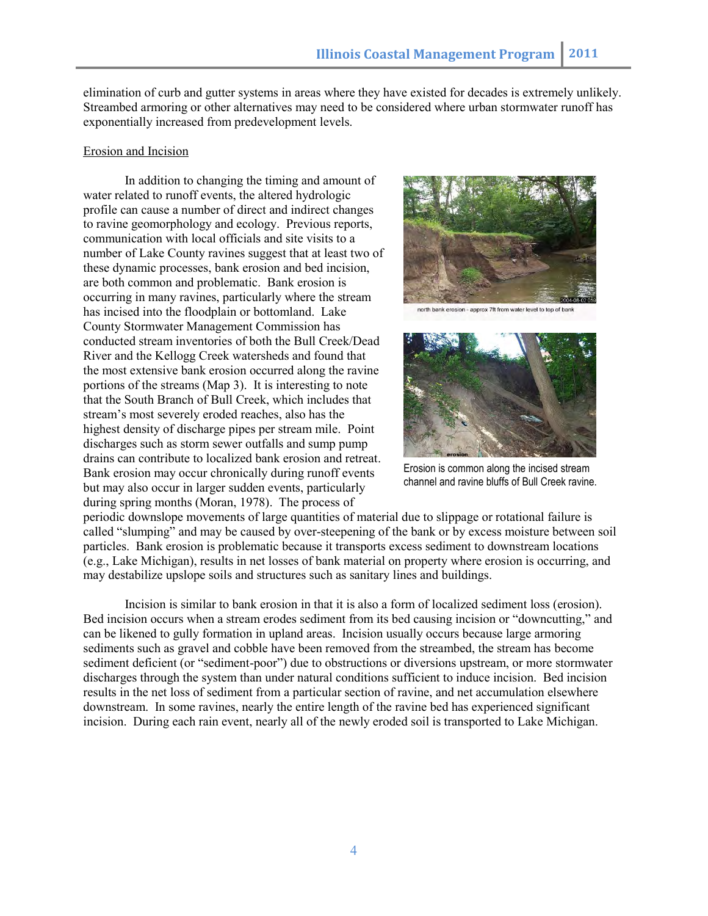elimination of curb and gutter systems in areas where they have existed for decades is extremely unlikely. Streambed armoring or other alternatives may need to be considered where urban stormwater runoff has exponentially increased from predevelopment levels.

Erosion and Incision

In addition to changing the timing and amount of water related to runoff events, the altered hydrologic profile can cause a number of direct and indirect changes to ravine geomorphology and ecology. Previous reports, communication with local officials and site visits to a number of Lake County ravines suggest that at least two of these dynamic processes, bank erosion and bed incision, are both common and problematic. Bank erosion is occurring in many ravines, particularly where the stream has incised into the floodplain or bottomland. Lake County Stormwater Management Commission has conducted stream inventories of both the Bull Creek/Dead River and the Kellogg Creek watersheds and found that the most extensive bank erosion occurred along the ravine portions of the streams (Map 3). It is interesting to note that the South Branch of Bull Creek, which includes that stream's most severely eroded reaches, also has the highest density of discharge pipes per stream mile. Point discharges such as storm sewer outfalls and sump pump drains can contribute to localized bank erosion and retreat. Bank erosion may occur chronically during runoff events but may also occur in larger sudden events, particularly during spring months (Moran, 1978). The process of periodic downslope movements of large quantities of material due to slippage or rotational failure is called "slumping" and may be caused by over-steepening of the bank or by excess moisture between soil particles. Bank erosion is problematic because it transports excess sediment to downstream locations (e.g., Lake Michigan), results in net losses of bank material on property where erosion is occurring, and may destabilize upslope soils and structures such as sanitary lines and buildings.

north bank erosion - approx 7ft from water level to top of bank

Erosion is common along the incised stream channel and ravine bluffs of Bull Creek ravine.

Incision is similar to bank erosion in that it is also a form of localized sediment loss (erosion). Bed incision occurs when a stream erodes sediment from its bed causing incision or "downcutting," and can be likened to gully formation in upland areas. Incision usually occurs because large armoring sediments such as gravel and cobble have been removed from the streambed, the stream has become sediment deficient (or "sediment-poor") due to obstructions or diversions upstream, or more stormwater discharges through the system than under natural conditions sufficient to induce incision. Bed incision results in the net loss of sediment from a particular section of ravine, and net accumulation elsewhere downstream. In some ravines, nearly the entire length of the ravine bed has experienced significant incision. During each rain event, nearly all of the newly eroded soil is transported to Lake Michigan.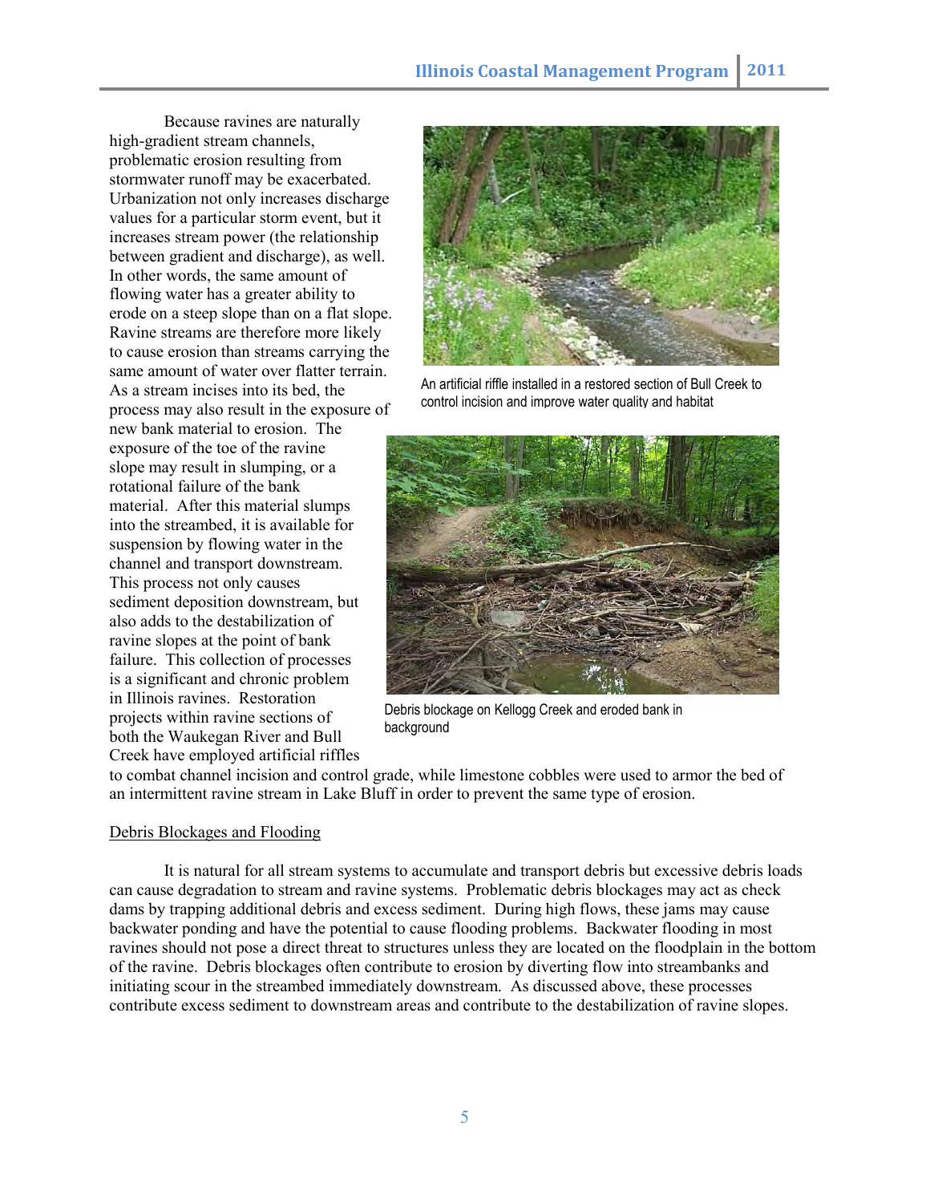Because ravines are naturally high-gradient stream channels, problematic erosion resulting from stormwater runoff may be exacerbated. Urbanization not only increases discharge values for a particular storm event, but it increases stream power (the relationship between gradient and discharge), as well. In other words, the same amount of flowing water has a greater ability to erode on a steep slope than on a flat slope. Ravine streams are therefore more likely to cause erosion than streams carrying the same amount of water over flatter terrain. As a stream incises into its bed, the process may also result in the exposure of new bank material to erosion. The exposure of the toe of the ravine slope may result in slumping, or a rotational failure of the bank material. After this material slumps into the streambed, it is available for suspension by flowing water in the channel and transport downstream. This process not only causes sediment deposition downstream, but also adds to the destabilization of ravine slopes at the point of bank failure. This collection of processes is a significant and chronic problem in Illinois ravines. Restoration projects within ravine sections of both the Waukegan River and Bull Creek have employed artificial riffles to combat channel incision and control grade, while limestone cobbles were used to armor the bed of an intermittent ravine stream in Lake Bluff in order to prevent the same type of erosion.

An artificial riffle installed in a restored section of Bull Creek to control incision and improve water quality and habitat

Debris blockage on Kellogg Creek and eroded bank in background

Debris Blockages and Flooding

It is natural for all stream systems to accumulate and transport debris but excessive debris loads can cause degradation to stream and ravine systems. Problematic debris blockages may act as check dams by trapping additional debris and excess sediment. During high flows, these jams may cause backwater ponding and have the potential to cause flooding problems. Backwater flooding in most ravines should not pose a direct threat to structures unless they are located on the floodplain in the bottom of the ravine. Debris blockages often contribute to erosion by diverting flow into streambanks and initiating scour in the streambed immediately downstream. As discussed above, these processes contribute excess sediment to downstream areas and contribute to the destabilization of ravine slopes.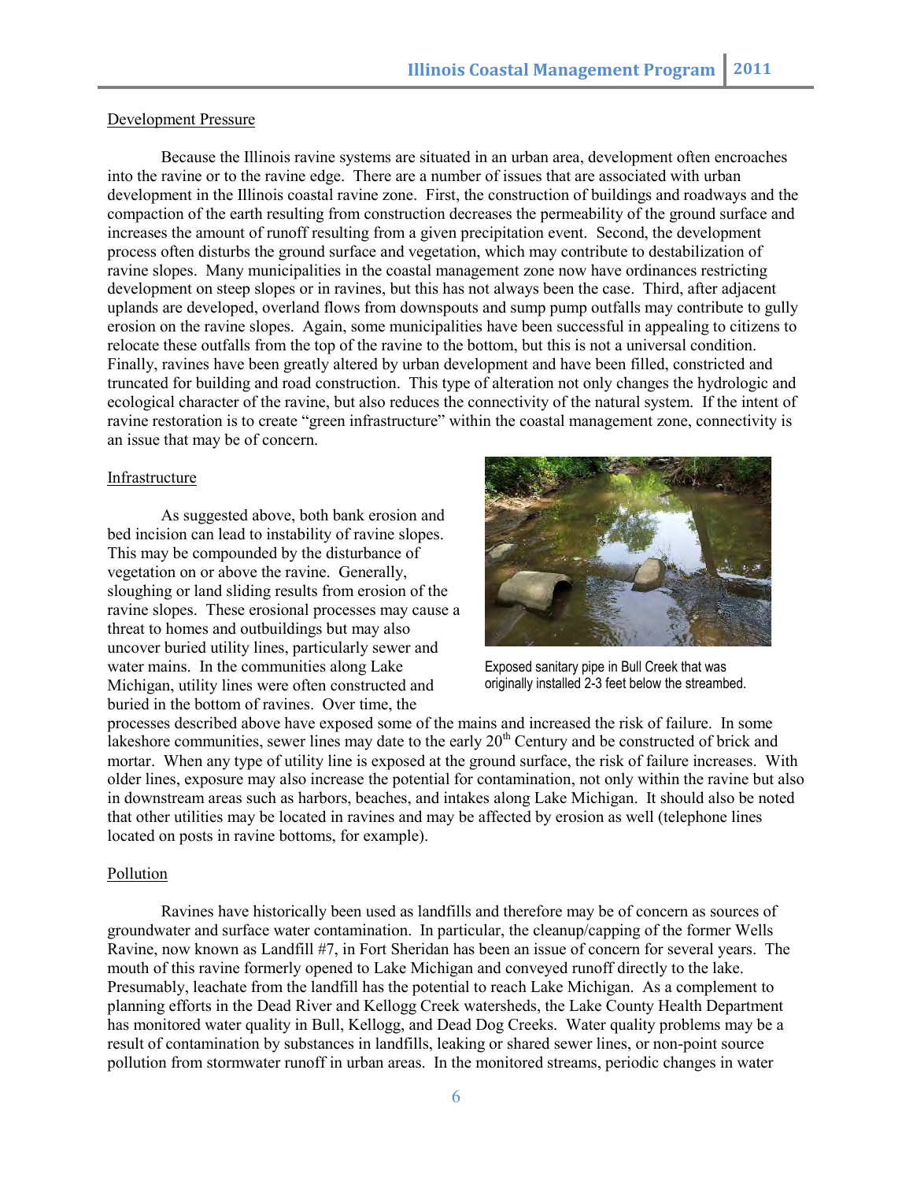Development Pressure

Because the Illinois ravine systems are situated in an urban area, development often encroaches into the ravine or to the ravine edge. There are a number of issues that are associated with urban development in the Illinois coastal ravine zone. First, the construction of buildings and roadways and the compaction of the earth resulting from construction decreases the permeability of the ground surface and increases the amount of runoff resulting from a given precipitation event. Second, the development process often disturbs the ground surface and vegetation, which may contribute to destabilization of ravine slopes. Many municipalities in the coastal management zone now have ordinances restricting development on steep slopes or in ravines, but this has not always been the case. Third, after adjacent uplands are developed, overland flows from downspouts and sump pump outfalls may contribute to gully erosion on the ravine slopes. Again, some municipalities have been successful in appealing to citizens to relocate these outfalls from the top of the ravine to the bottom, but this is not a universal condition. Finally, ravines have been greatly altered by urban development and have been filled, constricted and truncated for building and road construction. This type of alteration not only changes the hydrologic and ecological character of the ravine, but also reduces the connectivity of the natural system. If the intent of ravine restoration is to create "green infrastructure" within the coastal management zone, connectivity is an issue that may be of concern.

Infrastructure

As suggested above, both bank erosion and bed incision can lead to instability of ravine slopes. This may be compounded by the disturbance of vegetation on or above the ravine. Generally, sloughing or land sliding results from erosion of the ravine slopes. These erosional processes may cause a threat to homes and outbuildings but may also uncover buried utility lines, particularly sewer and water mains. In the communities along Lake Michigan, utility lines were often constructed and buried in the bottom of ravines. Over time, the processes described above have exposed some of the mains and increased the risk of failure. In some lakeshore communities, sewer lines may date to the early 20th Century and be constructed of brick and mortar. When any type of utility line is exposed at the ground surface, the risk of failure increases. With older lines, exposure may also increase the potential for contamination, not only within the ravine but also in downstream areas such as harbors, beaches, and intakes along Lake Michigan. It should also be noted that other utilities may be located in ravines and may be affected by erosion as well (telephone lines located on posts in ravine bottoms, for example).

Exposed sanitary pipe in Bull Creek that was originally installed 2-3 feet below the streambed.

Pollution

Ravines have historically been used as landfills and therefore may be of concern as sources of groundwater and surface water contamination. In particular, the cleanup/capping of the former Wells Ravine, now known as Landfill #7, in Fort Sheridan has been an issue of concern for several years. The mouth of this ravine formerly opened to Lake Michigan and conveyed runoff directly to the lake. Presumably, leachate from the landfill has the potential to reach Lake Michigan. As a complement to planning efforts in the Dead River and Kellogg Creek watersheds, the Lake County Health Department has monitored water quality in Bull, Kellogg, and Dead Dog Creeks. Water quality problems may be a result of contamination by substances in landfills, leaking or shared sewer lines, or non-point source pollution from stormwater runoff in urban areas. In the monitored streams, periodic changes in water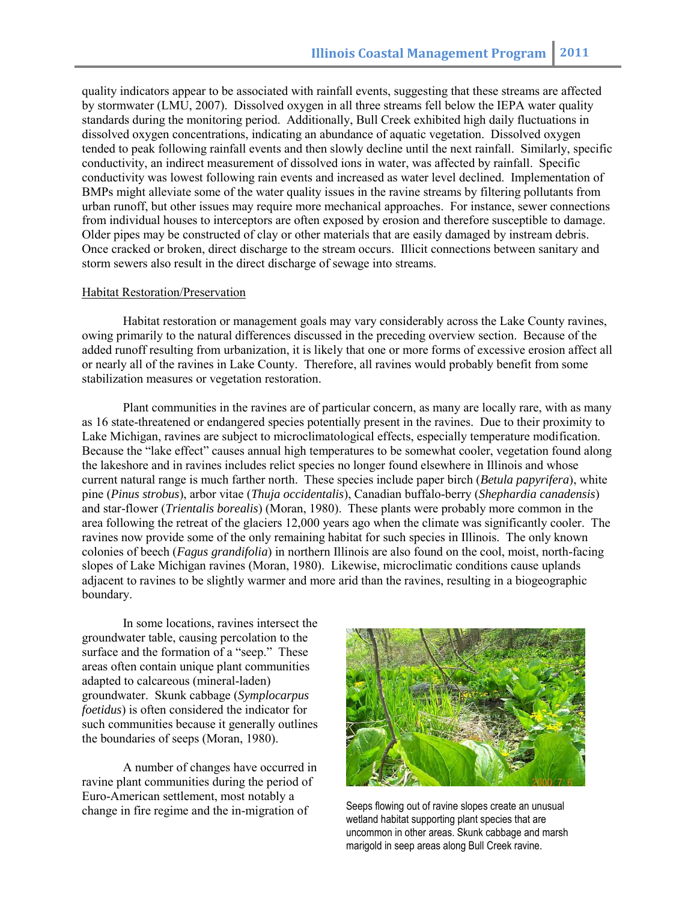quality indicators appear to be associated with rainfall events, suggesting that these streams are affected by stormwater (LMU, 2007). Dissolved oxygen in all three streams fell below the IEPA water quality standards during the monitoring period. Additionally, Bull Creek exhibited high daily fluctuations in dissolved oxygen concentrations, indicating an abundance of aquatic vegetation. Dissolved oxygen tended to peak following rainfall events and then slowly decline until the next rainfall. Similarly, specific conductivity, an indirect measurement of dissolved ions in water, was affected by rainfall. Specific conductivity was lowest following rain events and increased as water level declined. Implementation of BMPs might alleviate some of the water quality issues in the ravine streams by filtering pollutants from urban runoff, but other issues may require more mechanical approaches. For instance, sewer connections from individual houses to interceptors are often exposed by erosion and therefore susceptible to damage. Older pipes may be constructed of clay or other materials that are easily damaged by instream debris. Once cracked or broken, direct discharge to the stream occurs. Illicit connections between sanitary and storm sewers also result in the direct discharge of sewage into streams.

Habitat Restoration/Preservation

Habitat restoration or management goals may vary considerably across the Lake County ravines, owing primarily to the natural differences discussed in the preceding overview section. Because of the added runoff resulting from urbanization, it is likely that one or more forms of excessive erosion affect all or nearly all of the ravines in Lake County. Therefore, all ravines would probably benefit from some stabilization measures or vegetation restoration.

Plant communities in the ravines are of particular concern, as many are locally rare, with as many as 16 state-threatened or endangered species potentially present in the ravines. Due to their proximity to Lake Michigan, ravines are subject to microclimatological effects, especially temperature modification. Because the "lake effect" causes annual high temperatures to be somewhat cooler, vegetation found along the lakeshore and in ravines includes relict species no longer found elsewhere in Illinois and whose current natural range is much farther north. These species include paper birch (*Betula papyrifera*), white pine (*Pinus strobus*), arbor vitae (*Thuja occidentalis*), Canadian buffalo-berry (*Shephardia canadensis*) and star-flower (*Trientalis borealis*) (Moran, 1980). These plants were probably more common in the area following the retreat of the glaciers 12,000 years ago when the climate was significantly cooler. The ravines now provide some of the only remaining habitat for such species in Illinois. The only known colonies of beech (*Fagus grandifolia*) in northern Illinois are also found on the cool, moist, north-facing slopes of Lake Michigan ravines (Moran, 1980). Likewise, microclimatic conditions cause uplands adjacent to ravines to be slightly warmer and more arid than the ravines, resulting in a biogeographic boundary.

In some locations, ravines intersect the groundwater table, causing percolation to the surface and the formation of a "seep." These areas often contain unique plant communities adapted to calcareous (mineral-laden) groundwater. Skunk cabbage (*Symplocarpus foetidus*) is often considered the indicator for such communities because it generally outlines the boundaries of seeps (Moran, 1980).

Seeps flowing out of ravine slopes create an unusual wetland habitat supporting plant species that are uncommon in other areas. Skunk cabbage and marsh marigold in seep areas along Bull Creek ravine.

A number of changes have occurred in ravine plant communities during the period of Euro-American settlement, most notably a change in fire regime and the in-migration of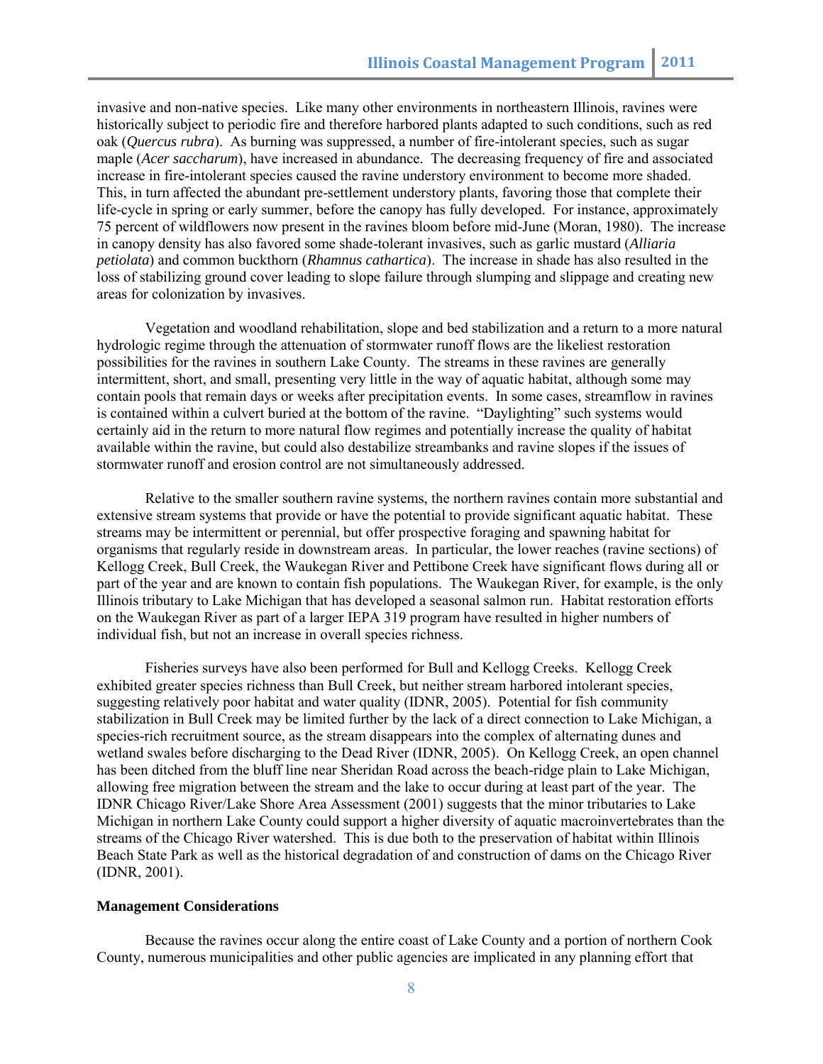invasive and non-native species. Like many other environments in northeastern Illinois, ravines were historically subject to periodic fire and therefore harbored plants adapted to such conditions, such as red oak (*Quercus rubra*). As burning was suppressed, a number of fire-intolerant species, such as sugar maple (*Acer saccharum*), have increased in abundance. The decreasing frequency of fire and associated increase in fire-intolerant species caused the ravine understory environment to become more shaded. This, in turn affected the abundant pre-settlement understory plants, favoring those that complete their life-cycle in spring or early summer, before the canopy has fully developed. For instance, approximately 75 percent of wildflowers now present in the ravines bloom before mid-June (Moran, 1980). The increase in canopy density has also favored some shade-tolerant invasives, such as garlic mustard (*Alliaria petiolata*) and common buckthorn (*Rhamnus cathartica*). The increase in shade has also resulted in the loss of stabilizing ground cover leading to slope failure through slumping and slippage and creating new areas for colonization by invasives.

Vegetation and woodland rehabilitation, slope and bed stabilization and a return to a more natural hydrologic regime through the attenuation of stormwater runoff flows are the likeliest restoration possibilities for the ravines in southern Lake County. The streams in these ravines are generally intermittent, short, and small, presenting very little in the way of aquatic habitat, although some may contain pools that remain days or weeks after precipitation events. In some cases, streamflow in ravines is contained within a culvert buried at the bottom of the ravine. "Daylighting" such systems would certainly aid in the return to more natural flow regimes and potentially increase the quality of habitat available within the ravine, but could also destabilize streambanks and ravine slopes if the issues of stormwater runoff and erosion control are not simultaneously addressed.

Relative to the smaller southern ravine systems, the northern ravines contain more substantial and extensive stream systems that provide or have the potential to provide significant aquatic habitat. These streams may be intermittent or perennial, but offer prospective foraging and spawning habitat for organisms that regularly reside in downstream areas. In particular, the lower reaches (ravine sections) of Kellogg Creek, Bull Creek, the Waukegan River and Pettibone Creek have significant flows during all or part of the year and are known to contain fish populations. The Waukegan River, for example, is the only Illinois tributary to Lake Michigan that has developed a seasonal salmon run. Habitat restoration efforts on the Waukegan River as part of a larger IEPA 319 program have resulted in higher numbers of individual fish, but not an increase in overall species richness.

Fisheries surveys have also been performed for Bull and Kellogg Creeks. Kellogg Creek exhibited greater species richness than Bull Creek, but neither stream harbored intolerant species, suggesting relatively poor habitat and water quality (IDNR, 2005). Potential for fish community stabilization in Bull Creek may be limited further by the lack of a direct connection to Lake Michigan, a species-rich recruitment source, as the stream disappears into the complex of alternating dunes and wetland swales before discharging to the Dead River (IDNR, 2005). On Kellogg Creek, an open channel has been ditched from the bluff line near Sheridan Road across the beach-ridge plain to Lake Michigan, allowing free migration between the stream and the lake to occur during at least part of the year. The IDNR Chicago River/Lake Shore Area Assessment (2001) suggests that the minor tributaries to Lake Michigan in northern Lake County could support a higher diversity of aquatic macroinvertebrates than the streams of the Chicago River watershed. This is due both to the preservation of habitat within Illinois Beach State Park as well as the historical degradation of and construction of dams on the Chicago River (IDNR, 2001).

**Management Considerations**

Because the ravines occur along the entire coast of Lake County and a portion of northern Cook County, numerous municipalities and other public agencies are implicated in any planning effort that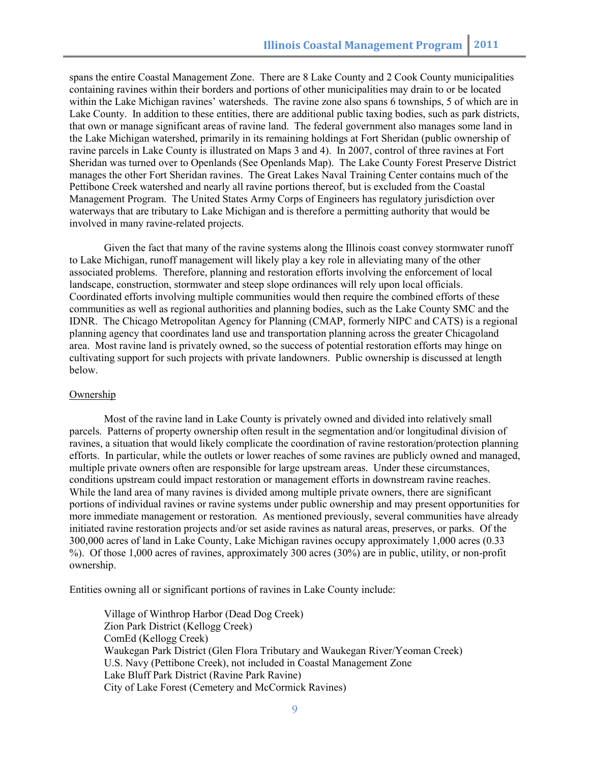spans the entire Coastal Management Zone. There are 8 Lake County and 2 Cook County municipalities containing ravines within their borders and portions of other municipalities may drain to or be located within the Lake Michigan ravines' watersheds. The ravine zone also spans 6 townships, 5 of which are in Lake County. In addition to these entities, there are additional public taxing bodies, such as park districts, that own or manage significant areas of ravine land. The federal government also manages some land in the Lake Michigan watershed, primarily in its remaining holdings at Fort Sheridan (public ownership of ravine parcels in Lake County is illustrated on Maps 3 and 4). In 2007, control of three ravines at Fort Sheridan was turned over to Openlands (See Openlands Map). The Lake County Forest Preserve District manages the other Fort Sheridan ravines. The Great Lakes Naval Training Center contains much of the Pettibone Creek watershed and nearly all ravine portions thereof, but is excluded from the Coastal Management Program. The United States Army Corps of Engineers has regulatory jurisdiction over waterways that are tributary to Lake Michigan and is therefore a permitting authority that would be involved in many ravine-related projects.

Given the fact that many of the ravine systems along the Illinois coast convey stormwater runoff to Lake Michigan, runoff management will likely play a key role in alleviating many of the other associated problems. Therefore, planning and restoration efforts involving the enforcement of local landscape, construction, stormwater and steep slope ordinances will rely upon local officials. Coordinated efforts involving multiple communities would then require the combined efforts of these communities as well as regional authorities and planning bodies, such as the Lake County SMC and the IDNR. The Chicago Metropolitan Agency for Planning (CMAP, formerly NIPC and CATS) is a regional planning agency that coordinates land use and transportation planning across the greater Chicagoland area. Most ravine land is privately owned, so the success of potential restoration efforts may hinge on cultivating support for such projects with private landowners. Public ownership is discussed at length below.

Ownership

Most of the ravine land in Lake County is privately owned and divided into relatively small parcels. Patterns of property ownership often result in the segmentation and/or longitudinal division of ravines, a situation that would likely complicate the coordination of ravine restoration/protection planning efforts. In particular, while the outlets or lower reaches of some ravines are publicly owned and managed, multiple private owners often are responsible for large upstream areas. Under these circumstances, conditions upstream could impact restoration or management efforts in downstream ravine reaches. While the land area of many ravines is divided among multiple private owners, there are significant portions of individual ravines or ravine systems under public ownership and may present opportunities for more immediate management or restoration. As mentioned previously, several communities have already initiated ravine restoration projects and/or set aside ravines as natural areas, preserves, or parks. Of the 300,000 acres of land in Lake County, Lake Michigan ravines occupy approximately 1,000 acres (0.33 %). Of those 1,000 acres of ravines, approximately 300 acres (30%) are in public, utility, or non-profit ownership.

Entities owning all or significant portions of ravines in Lake County include:

Village of Winthrop Harbor (Dead Dog Creek)
Zion Park District (Kellogg Creek)
ComEd (Kellogg Creek)
Waukegan Park District (Glen Flora Tributary and Waukegan River/Yeoman Creek)
U.S. Navy (Pettibone Creek), not included in Coastal Management Zone
Lake Bluff Park District (Ravine Park Ravine)
City of Lake Forest (Cemetery and McCormick Ravines)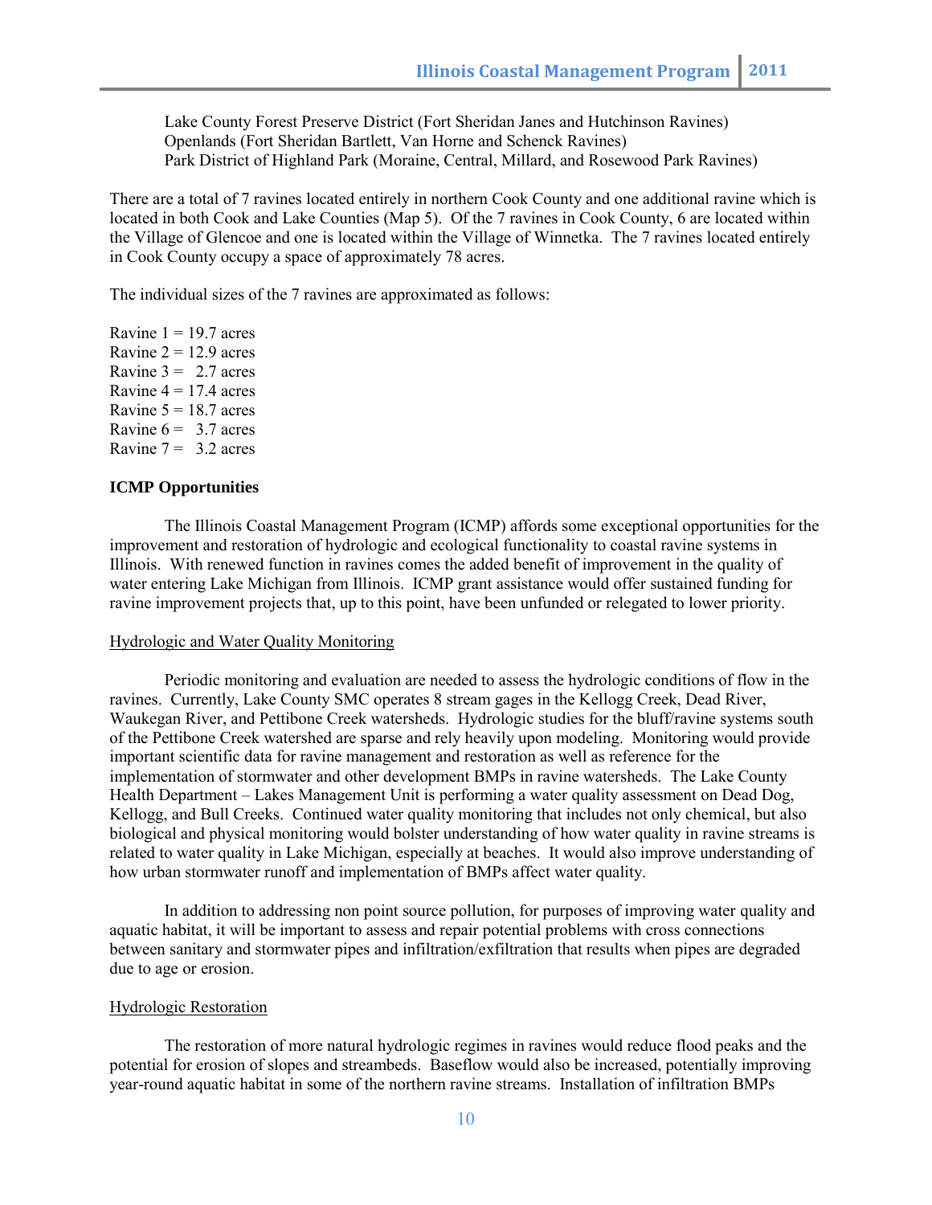Lake County Forest Preserve District (Fort Sheridan Janes and Hutchinson Ravines)
Openlands (Fort Sheridan Bartlett, Van Horne and Schenck Ravines)
Park District of Highland Park (Moraine, Central, Millard, and Rosewood Park Ravines)

There are a total of 7 ravines located entirely in northern Cook County and one additional ravine which is located in both Cook and Lake Counties (Map 5). Of the 7 ravines in Cook County, 6 are located within the Village of Glencoe and one is located within the Village of Winnetka. The 7 ravines located entirely in Cook County occupy a space of approximately 78 acres.

The individual sizes of the 7 ravines are approximated as follows:

Ravine 1 = 19.7 acres
Ravine 2 = 12.9 acres
Ravine 3 = 2.7 acres
Ravine 4 = 17.4 acres
Ravine 5 = 18.7 acres
Ravine 6 = 3.7 acres
Ravine 7 = 3.2 acres

**ICMP Opportunities**

The Illinois Coastal Management Program (ICMP) affords some exceptional opportunities for the improvement and restoration of hydrologic and ecological functionality to coastal ravine systems in Illinois. With renewed function in ravines comes the added benefit of improvement in the quality of water entering Lake Michigan from Illinois. ICMP grant assistance would offer sustained funding for ravine improvement projects that, up to this point, have been unfunded or relegated to lower priority.

Hydrologic and Water Quality Monitoring

Periodic monitoring and evaluation are needed to assess the hydrologic conditions of flow in the ravines. Currently, Lake County SMC operates 8 stream gages in the Kellogg Creek, Dead River, Waukegan River, and Pettibone Creek watersheds. Hydrologic studies for the bluff/ravine systems south of the Pettibone Creek watershed are sparse and rely heavily upon modeling. Monitoring would provide important scientific data for ravine management and restoration as well as reference for the implementation of stormwater and other development BMPs in ravine watersheds. The Lake County Health Department – Lakes Management Unit is performing a water quality assessment on Dead Dog, Kellogg, and Bull Creeks. Continued water quality monitoring that includes not only chemical, but also biological and physical monitoring would bolster understanding of how water quality in ravine streams is related to water quality in Lake Michigan, especially at beaches. It would also improve understanding of how urban stormwater runoff and implementation of BMPs affect water quality.

In addition to addressing non point source pollution, for purposes of improving water quality and aquatic habitat, it will be important to assess and repair potential problems with cross connections between sanitary and stormwater pipes and infiltration/exfiltration that results when pipes are degraded due to age or erosion.

Hydrologic Restoration

The restoration of more natural hydrologic regimes in ravines would reduce flood peaks and the potential for erosion of slopes and streambeds. Baseflow would also be increased, potentially improving year-round aquatic habitat in some of the northern ravine streams. Installation of infiltration BMPs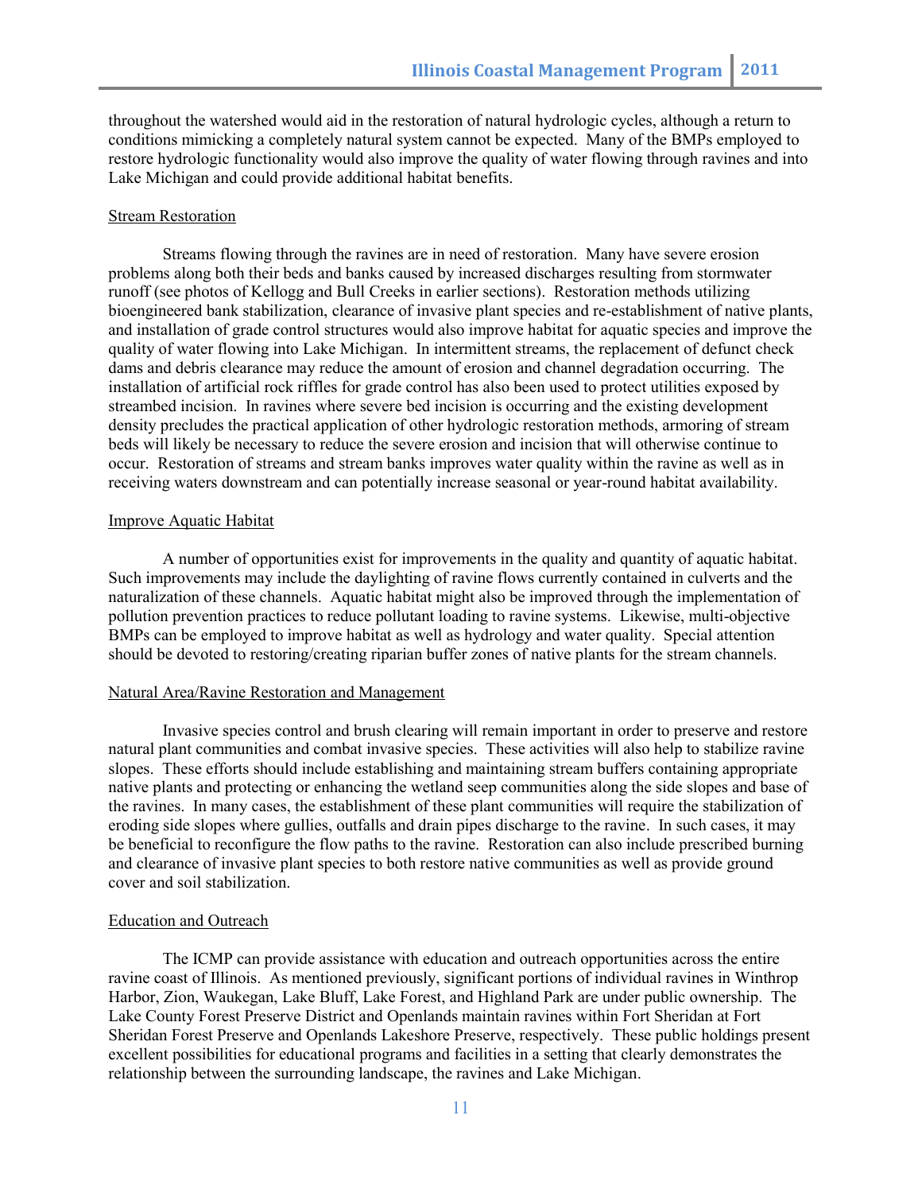throughout the watershed would aid in the restoration of natural hydrologic cycles, although a return to conditions mimicking a completely natural system cannot be expected. Many of the BMPs employed to restore hydrologic functionality would also improve the quality of water flowing through ravines and into Lake Michigan and could provide additional habitat benefits.

### Stream Restoration

Streams flowing through the ravines are in need of restoration. Many have severe erosion problems along both their beds and banks caused by increased discharges resulting from stormwater runoff (see photos of Kellogg and Bull Creeks in earlier sections). Restoration methods utilizing bioengineered bank stabilization, clearance of invasive plant species and re-establishment of native plants, and installation of grade control structures would also improve habitat for aquatic species and improve the quality of water flowing into Lake Michigan. In intermittent streams, the replacement of defunct check dams and debris clearance may reduce the amount of erosion and channel degradation occurring. The installation of artificial rock riffles for grade control has also been used to protect utilities exposed by streambed incision. In ravines where severe bed incision is occurring and the existing development density precludes the practical application of other hydrologic restoration methods, armoring of stream beds will likely be necessary to reduce the severe erosion and incision that will otherwise continue to occur. Restoration of streams and stream banks improves water quality within the ravine as well as in receiving waters downstream and can potentially increase seasonal or year-round habitat availability.

### Improve Aquatic Habitat

A number of opportunities exist for improvements in the quality and quantity of aquatic habitat. Such improvements may include the daylighting of ravine flows currently contained in culverts and the naturalization of these channels. Aquatic habitat might also be improved through the implementation of pollution prevention practices to reduce pollutant loading to ravine systems. Likewise, multi-objective BMPs can be employed to improve habitat as well as hydrology and water quality. Special attention should be devoted to restoring/creating riparian buffer zones of native plants for the stream channels.

### Natural Area/Ravine Restoration and Management

Invasive species control and brush clearing will remain important in order to preserve and restore natural plant communities and combat invasive species. These activities will also help to stabilize ravine slopes. These efforts should include establishing and maintaining stream buffers containing appropriate native plants and protecting or enhancing the wetland seep communities along the side slopes and base of the ravines. In many cases, the establishment of these plant communities will require the stabilization of eroding side slopes where gullies, outfalls and drain pipes discharge to the ravine. In such cases, it may be beneficial to reconfigure the flow paths to the ravine. Restoration can also include prescribed burning and clearance of invasive plant species to both restore native communities as well as provide ground cover and soil stabilization.

### Education and Outreach

The ICMP can provide assistance with education and outreach opportunities across the entire ravine coast of Illinois. As mentioned previously, significant portions of individual ravines in Winthrop Harbor, Zion, Waukegan, Lake Bluff, Lake Forest, and Highland Park are under public ownership. The Lake County Forest Preserve District and Openlands maintain ravines within Fort Sheridan at Fort Sheridan Forest Preserve and Openlands Lakeshore Preserve, respectively. These public holdings present excellent possibilities for educational programs and facilities in a setting that clearly demonstrates the relationship between the surrounding landscape, the ravines and Lake Michigan.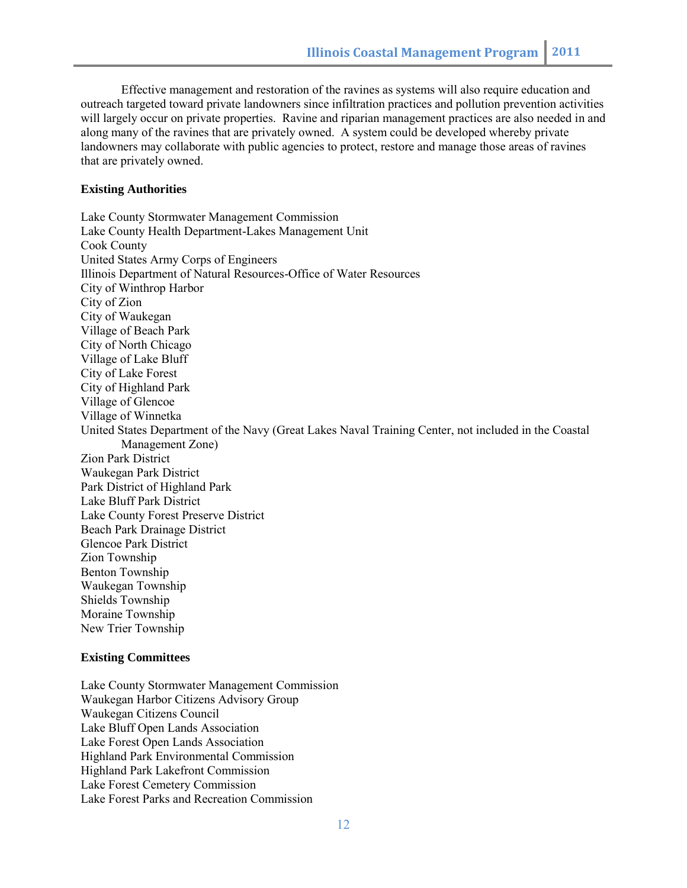Effective management and restoration of the ravines as systems will also require education and outreach targeted toward private landowners since infiltration practices and pollution prevention activities will largely occur on private properties. Ravine and riparian management practices are also needed in and along many of the ravines that are privately owned. A system could be developed whereby private landowners may collaborate with public agencies to protect, restore and manage those areas of ravines that are privately owned.

**Existing Authorities**

Lake County Stormwater Management Commission
Lake County Health Department-Lakes Management Unit
Cook County
United States Army Corps of Engineers
Illinois Department of Natural Resources-Office of Water Resources
City of Winthrop Harbor
City of Zion
City of Waukegan
Village of Beach Park
City of North Chicago
Village of Lake Bluff
City of Lake Forest
City of Highland Park
Village of Glencoe
Village of Winnetka
United States Department of the Navy (Great Lakes Naval Training Center, not included in the Coastal Management Zone)
Zion Park District
Waukegan Park District
Park District of Highland Park
Lake Bluff Park District
Lake County Forest Preserve District
Beach Park Drainage District
Glencoe Park District
Zion Township
Benton Township
Waukegan Township
Shields Township
Moraine Township
New Trier Township

**Existing Committees**

Lake County Stormwater Management Commission
Waukegan Harbor Citizens Advisory Group
Waukegan Citizens Council
Lake Bluff Open Lands Association
Lake Forest Open Lands Association
Highland Park Environmental Commission
Highland Park Lakefront Commission
Lake Forest Cemetery Commission
Lake Forest Parks and Recreation Commission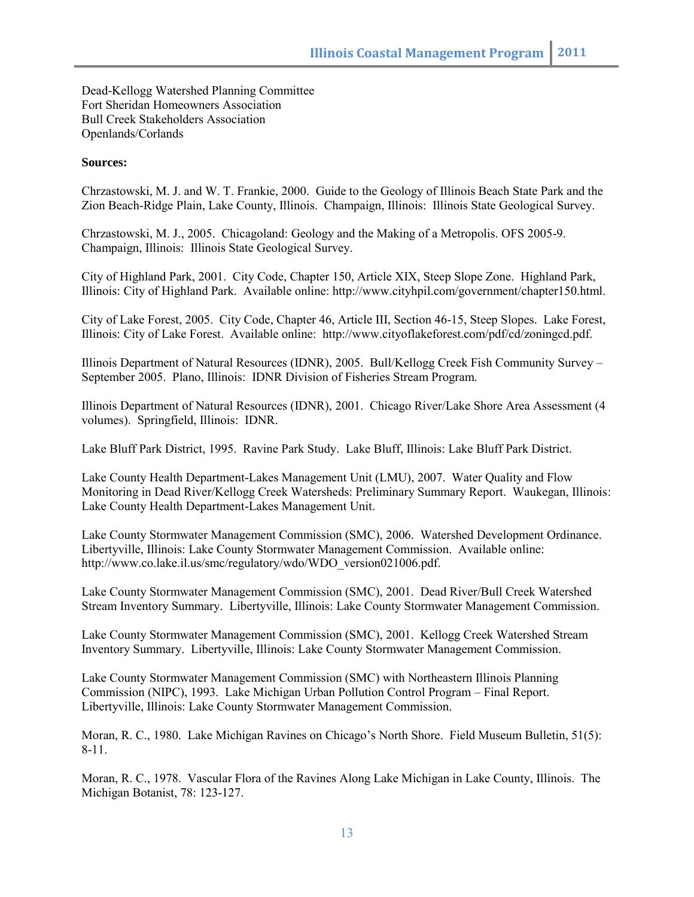Dead-Kellogg Watershed Planning Committee
Fort Sheridan Homeowners Association
Bull Creek Stakeholders Association
Openlands/Corlands

**Sources:**

Chrzastowski, M. J. and W. T. Frankie, 2000. Guide to the Geology of Illinois Beach State Park and the Zion Beach-Ridge Plain, Lake County, Illinois. Champaign, Illinois: Illinois State Geological Survey.

Chrzastowski, M. J., 2005. Chicagoland: Geology and the Making of a Metropolis. OFS 2005-9. Champaign, Illinois: Illinois State Geological Survey.

City of Highland Park, 2001. City Code, Chapter 150, Article XIX, Steep Slope Zone. Highland Park, Illinois: City of Highland Park. Available online: http://www.cityhpil.com/government/chapter150.html.

City of Lake Forest, 2005. City Code, Chapter 46, Article III, Section 46-15, Steep Slopes. Lake Forest, Illinois: City of Lake Forest. Available online: http://www.cityoflakeforest.com/pdf/cd/zoningcd.pdf.

Illinois Department of Natural Resources (IDNR), 2005. Bull/Kellogg Creek Fish Community Survey – September 2005. Plano, Illinois: IDNR Division of Fisheries Stream Program.

Illinois Department of Natural Resources (IDNR), 2001. Chicago River/Lake Shore Area Assessment (4 volumes). Springfield, Illinois: IDNR.

Lake Bluff Park District, 1995. Ravine Park Study. Lake Bluff, Illinois: Lake Bluff Park District.

Lake County Health Department-Lakes Management Unit (LMU), 2007. Water Quality and Flow Monitoring in Dead River/Kellogg Creek Watersheds: Preliminary Summary Report. Waukegan, Illinois: Lake County Health Department-Lakes Management Unit.

Lake County Stormwater Management Commission (SMC), 2006. Watershed Development Ordinance. Libertyville, Illinois: Lake County Stormwater Management Commission. Available online: http://www.co.lake.il.us/smc/regulatory/wdo/WDO_version021006.pdf.

Lake County Stormwater Management Commission (SMC), 2001. Dead River/Bull Creek Watershed Stream Inventory Summary. Libertyville, Illinois: Lake County Stormwater Management Commission.

Lake County Stormwater Management Commission (SMC), 2001. Kellogg Creek Watershed Stream Inventory Summary. Libertyville, Illinois: Lake County Stormwater Management Commission.

Lake County Stormwater Management Commission (SMC) with Northeastern Illinois Planning Commission (NIPC), 1993. Lake Michigan Urban Pollution Control Program – Final Report. Libertyville, Illinois: Lake County Stormwater Management Commission.

Moran, R. C., 1980. Lake Michigan Ravines on Chicago's North Shore. Field Museum Bulletin, 51(5): 8-11.

Moran, R. C., 1978. Vascular Flora of the Ravines Along Lake Michigan in Lake County, Illinois. The Michigan Botanist, 78: 123-127.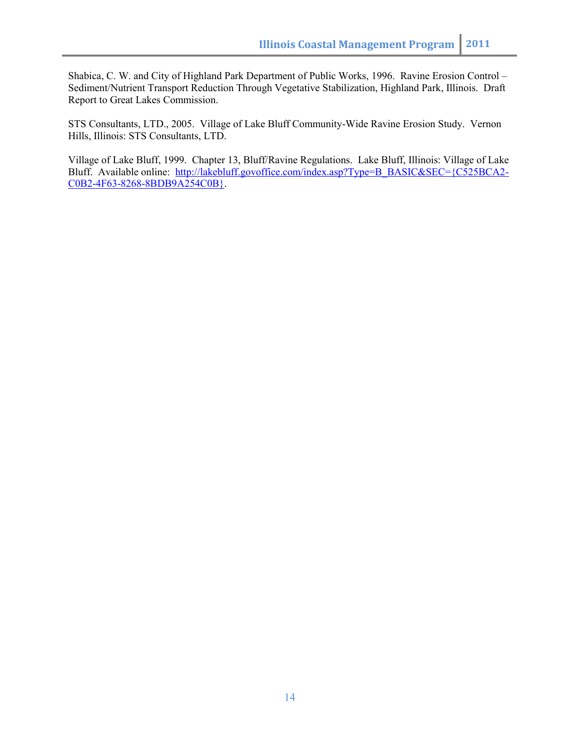Shabica, C. W. and City of Highland Park Department of Public Works, 1996. Ravine Erosion Control – Sediment/Nutrient Transport Reduction Through Vegetative Stabilization, Highland Park, Illinois. Draft Report to Great Lakes Commission.

STS Consultants, LTD., 2005. Village of Lake Bluff Community-Wide Ravine Erosion Study. Vernon Hills, Illinois: STS Consultants, LTD.

Village of Lake Bluff, 1999. Chapter 13, Bluff/Ravine Regulations. Lake Bluff, Illinois: Village of Lake Bluff. Available online: http://lakebluff.govoffice.com/index.asp?Type=B_BASIC&SEC={C525BCA2-C0B2-4F63-8268-8BDB9A254C0B}.